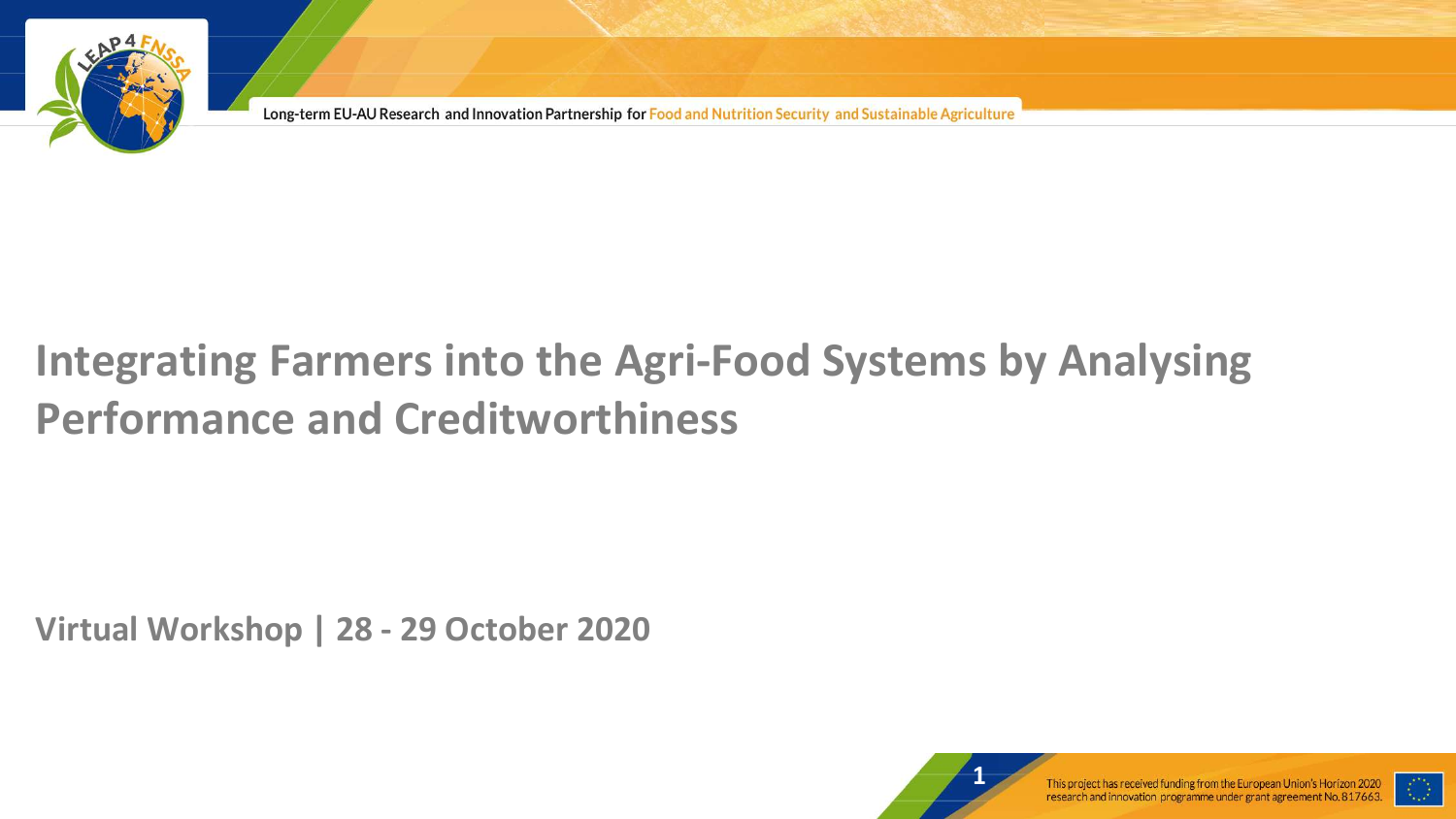Long-term EU-AU Research and Innovation Partnership for Food and Nutrition Security and Sustainable Agriculture

# Integrating Farmers into the Agri-Food Systems by Analysing Performance and Creditworthiness

**Virtual Workshop | 28 - 29 October 2020**

This project has received funding from the European Union's Horizon 2020 research and innovation programme under grant agreement No. 817663.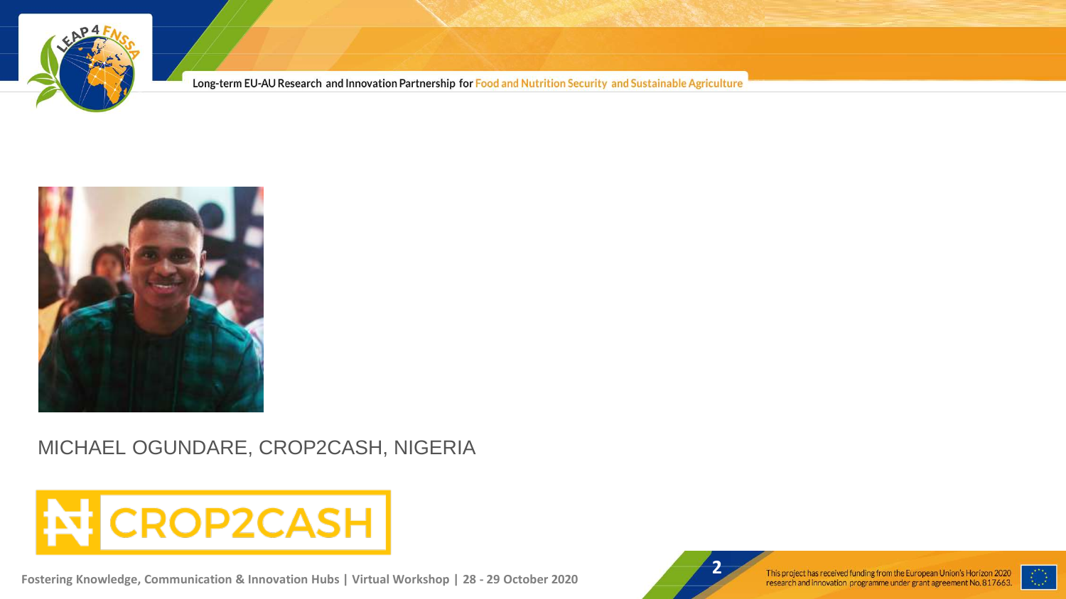MICHAEL OGUNDARE, CROP2CASH, NIGERIA

CROP2CASH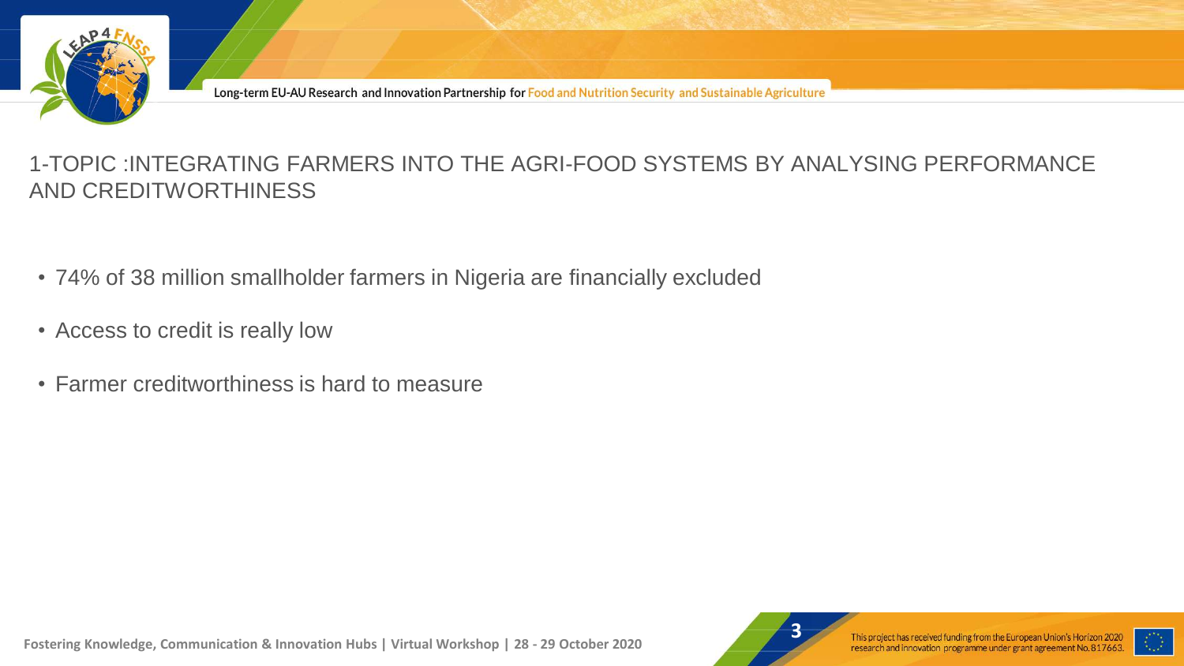## 1-TOPIC :INTEGRATING FARMERS INTO THE AGRI-FOOD SYSTEMS BY ANALYSING PERFORMANCE AND CREDITWORTHINESS

- 74% of 38 million smallholder farmers in Nigeria are financially excluded
- Access to credit is really low
- Farmer creditworthiness is hard to measure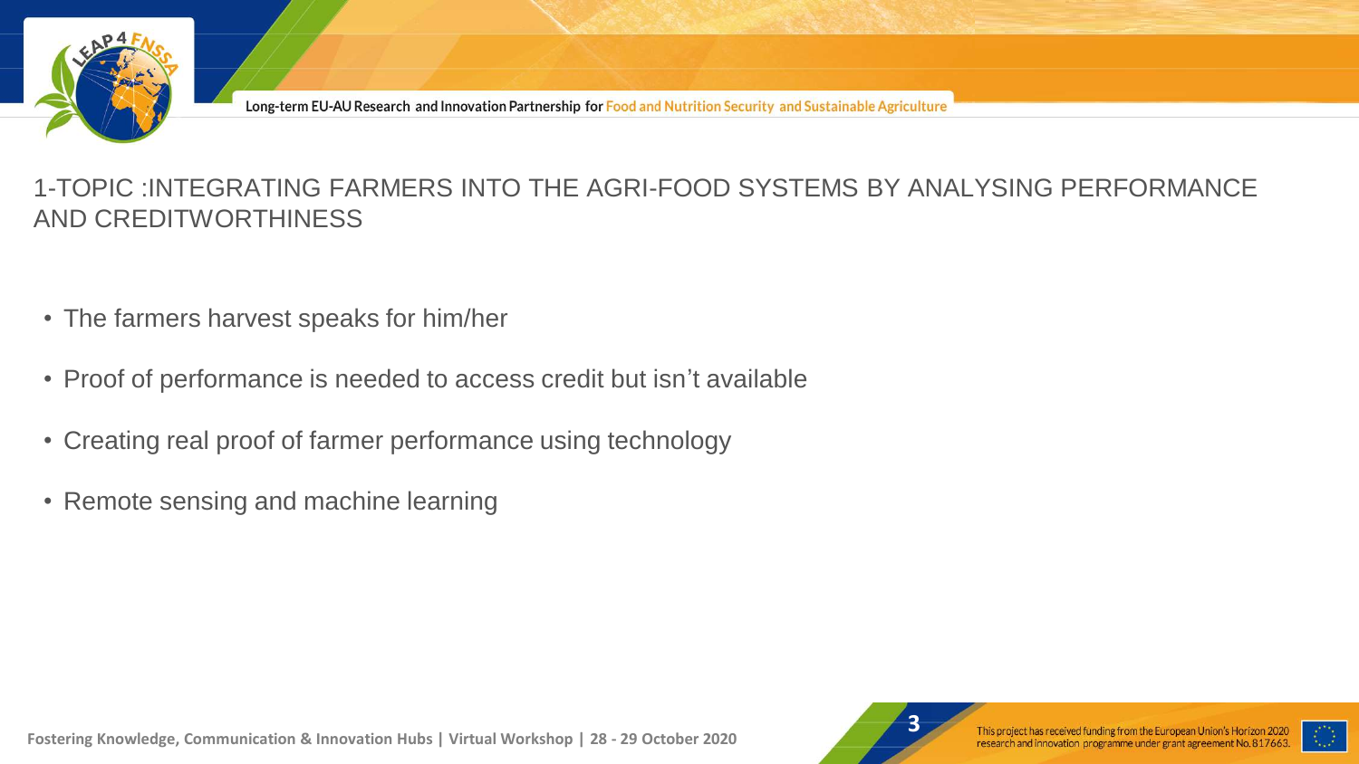## 1-TOPIC :INTEGRATING FARMERS INTO THE AGRI-FOOD SYSTEMS BY ANALYSING PERFORMANCE AND CREDITWORTHINESS

- The farmers harvest speaks for him/her
- Proof of performance is needed to access credit but isn't available
- Creating real proof of farmer performance using technology
- Remote sensing and machine learning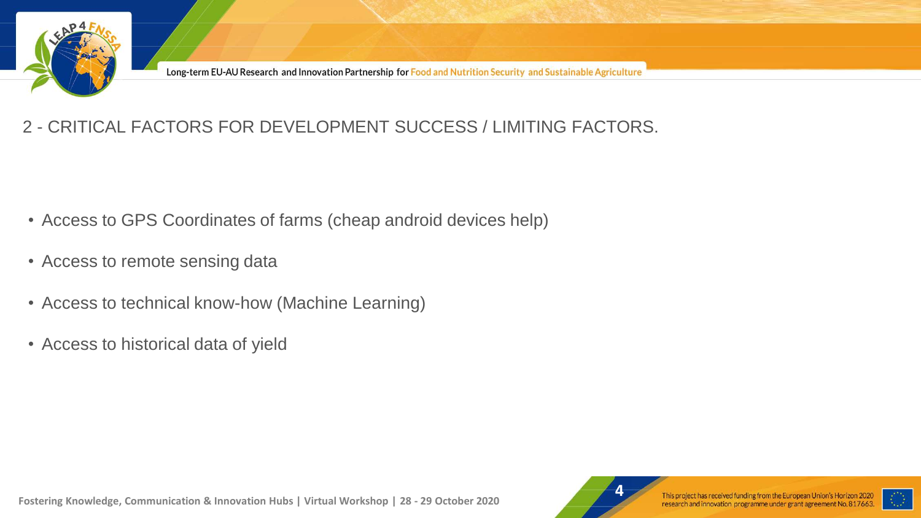## 2 - CRITICAL FACTORS FOR DEVELOPMENT SUCCESS / LIMITING FACTORS.

- Access to GPS Coordinates of farms (cheap android devices help)
- Access to remote sensing data
- Access to technical know-how (Machine Learning)
- Access to historical data of yield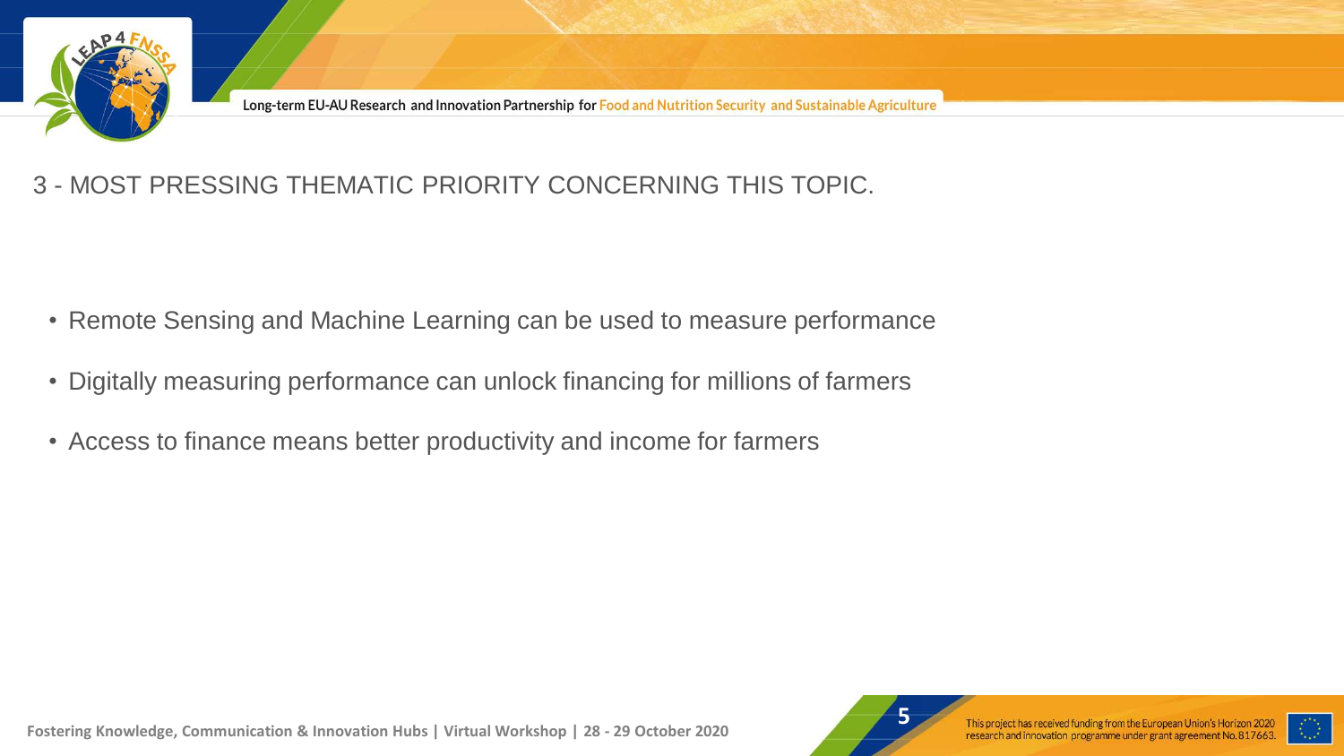# 3 - MOST PRESSING THEMATIC PRIORITY CONCERNING THIS TOPIC.

- Remote Sensing and Machine Learning can be used to measure performance
- Digitally measuring performance can unlock financing for millions of farmers
- Access to finance means better productivity and income for farmers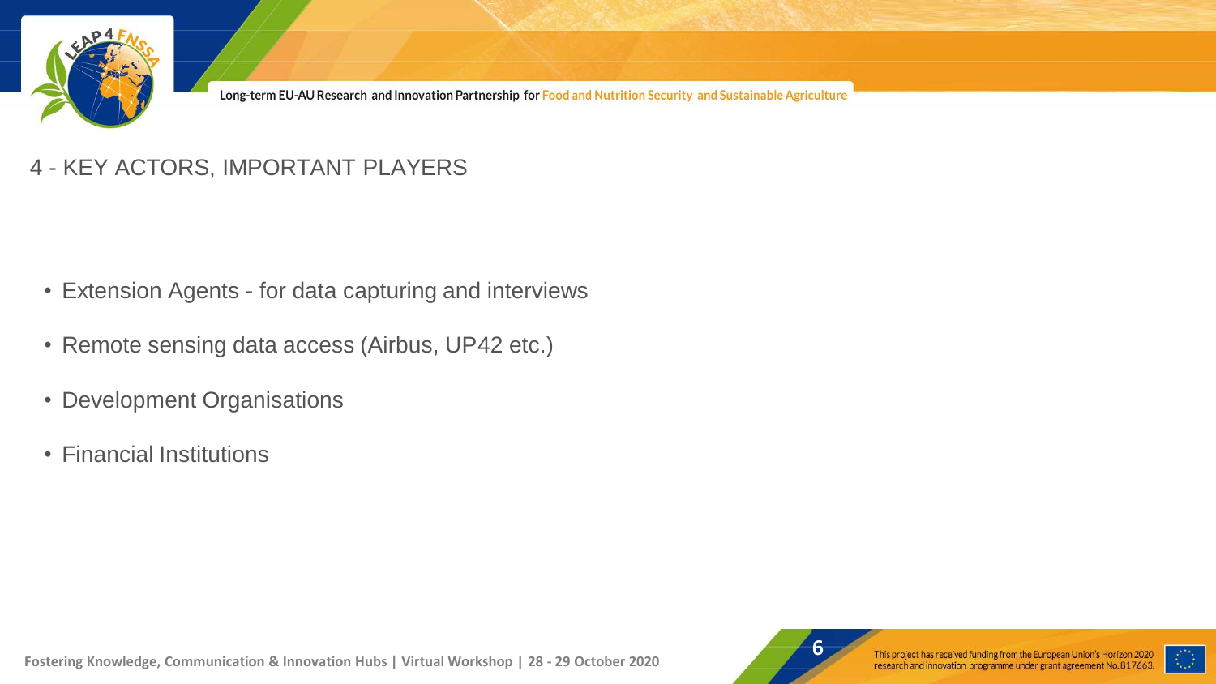# 4 - KEY ACTORS, IMPORTANT PLAYERS

- Extension Agents - for data capturing and interviews
- Remote sensing data access (Airbus, UP42 etc.)
- Development Organisations
- Financial Institutions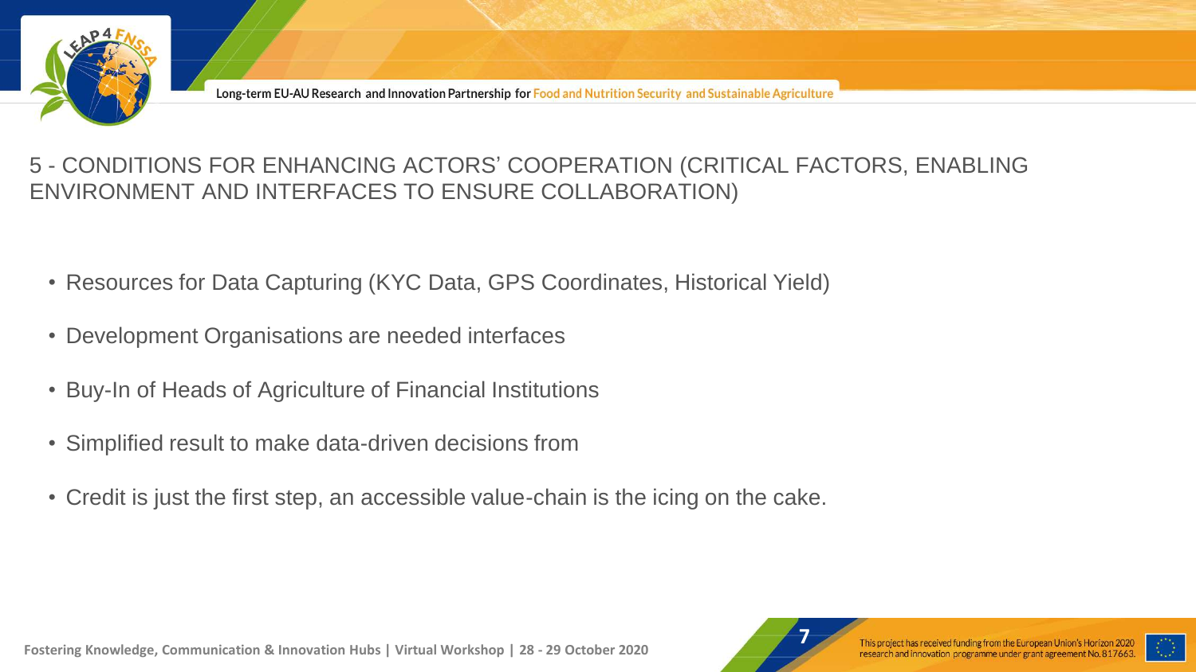## 5 - CONDITIONS FOR ENHANCING ACTORS' COOPERATION (CRITICAL FACTORS, ENABLING ENVIRONMENT AND INTERFACES TO ENSURE COLLABORATION)

- Resources for Data Capturing (KYC Data, GPS Coordinates, Historical Yield)
- Development Organisations are needed interfaces
- Buy-In of Heads of Agriculture of Financial Institutions
- Simplified result to make data-driven decisions from
- Credit is just the first step, an accessible value-chain is the icing on the cake.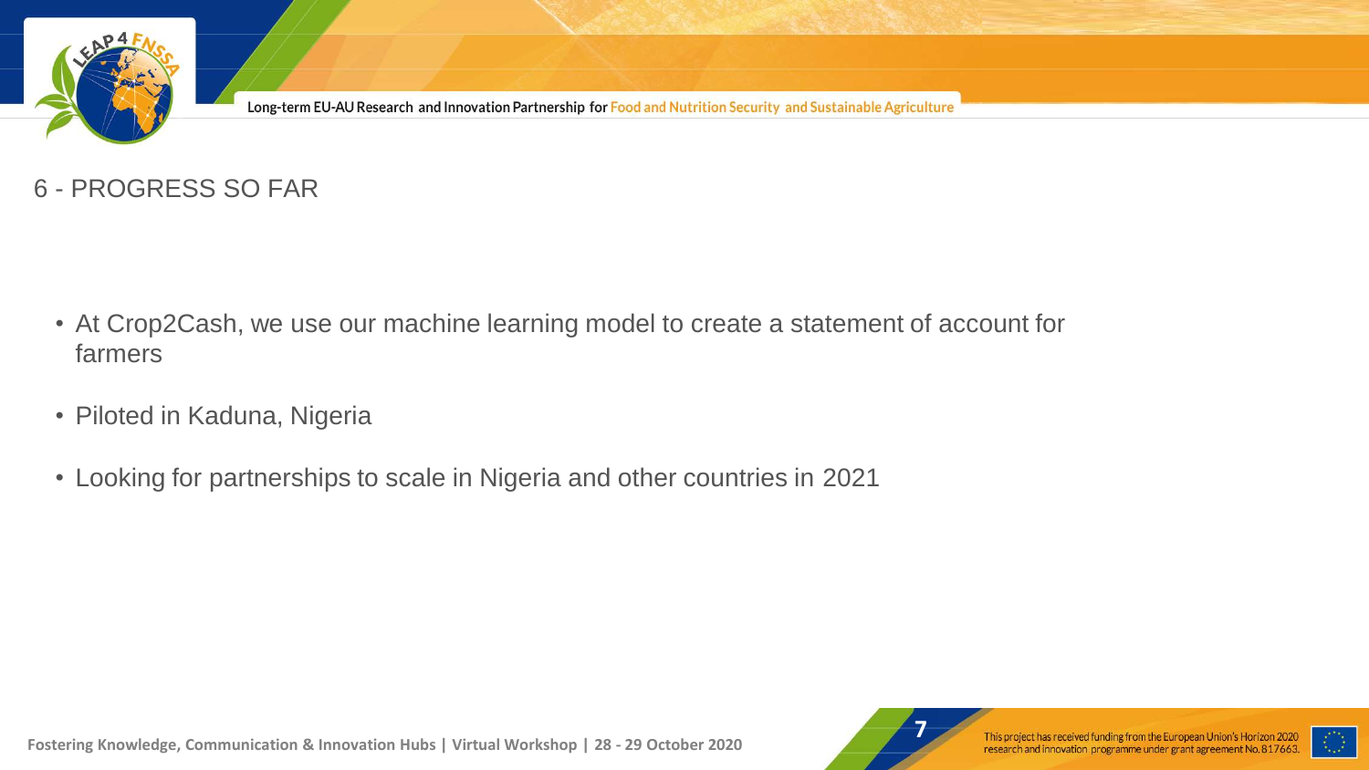## 6 - PROGRESS SO FAR

- At Crop2Cash, we use our machine learning model to create a statement of account for farmers
- Piloted in Kaduna, Nigeria
- Looking for partnerships to scale in Nigeria and other countries in 2021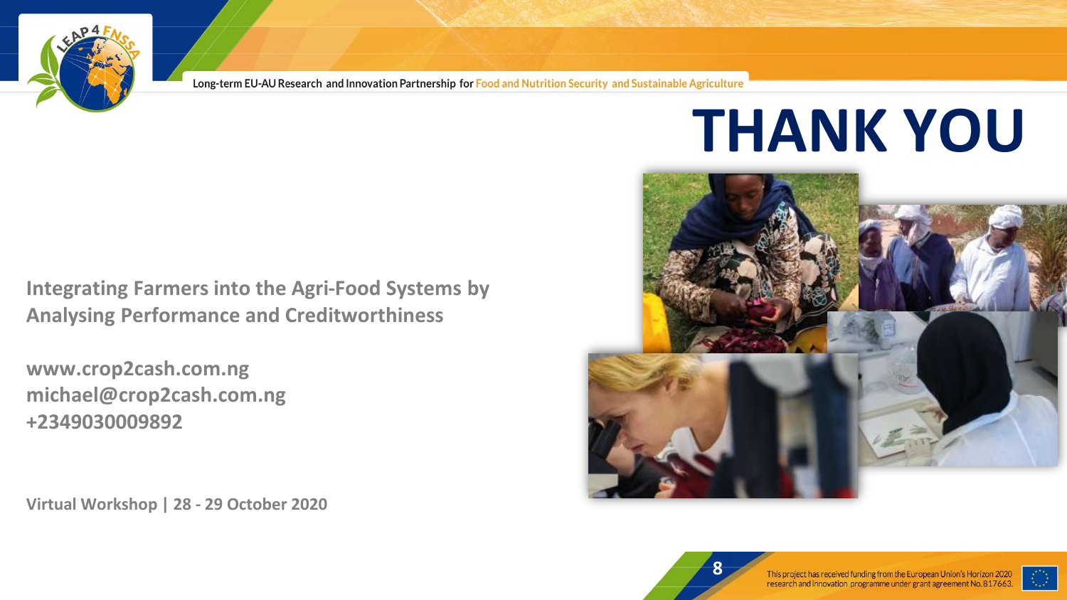# THANK YOU

**Integrating Farmers into the Agri-Food Systems by Analysing Performance and Creditworthiness**

**www.crop2cash.com.ng**
**michael@crop2cash.com.ng**
**+2349030009892**

**Virtual Workshop | 28 - 29 October 2020**